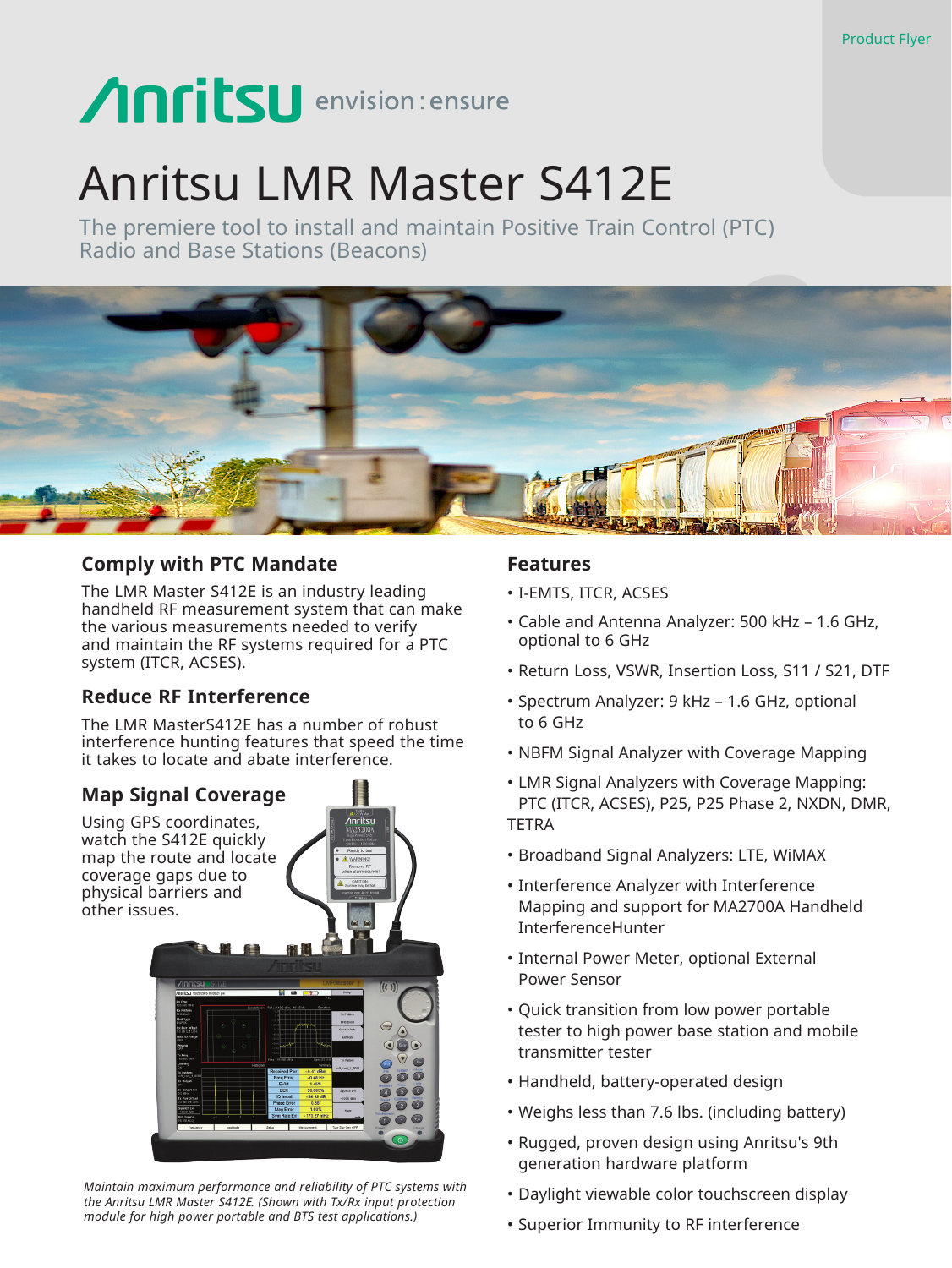Product Flyer

# Anritsu LMR Master S412E

The premiere tool to install and maintain Positive Train Control (PTC) Radio and Base Stations (Beacons)

## Comply with PTC Mandate

The LMR Master S412E is an industry leading handheld RF measurement system that can make the various measurements needed to verify and maintain the RF systems required for a PTC system (ITCR, ACSES).

## Reduce RF Interference

The LMR MasterS412E has a number of robust interference hunting features that speed the time it takes to locate and abate interference.

## Map Signal Coverage

Using GPS coordinates, watch the S412E quickly map the route and locate coverage gaps due to physical barriers and other issues.

*Maintain maximum performance and reliability of PTC systems with the Anritsu LMR Master S412E. (Shown with Tx/Rx input protection module for high power portable and BTS test applications.)*

## Features

- I-EMTS, ITCR, ACSES
- Cable and Antenna Analyzer: 500 kHz – 1.6 GHz, optional to 6 GHz
- Return Loss, VSWR, Insertion Loss, S11 / S21, DTF
- Spectrum Analyzer: 9 kHz – 1.6 GHz, optional to 6 GHz
- NBFM Signal Analyzer with Coverage Mapping
- LMR Signal Analyzers with Coverage Mapping: PTC (ITCR, ACSES), P25, P25 Phase 2, NXDN, DMR, TETRA
- Broadband Signal Analyzers: LTE, WiMAX
- Interference Analyzer with Interference Mapping and support for MA2700A Handheld InterferenceHunter
- Internal Power Meter, optional External Power Sensor
- Quick transition from low power portable tester to high power base station and mobile transmitter tester
- Handheld, battery-operated design
- Weighs less than 7.6 lbs. (including battery)
- Rugged, proven design using Anritsu's 9th generation hardware platform
- Daylight viewable color touchscreen display
- Superior Immunity to RF interference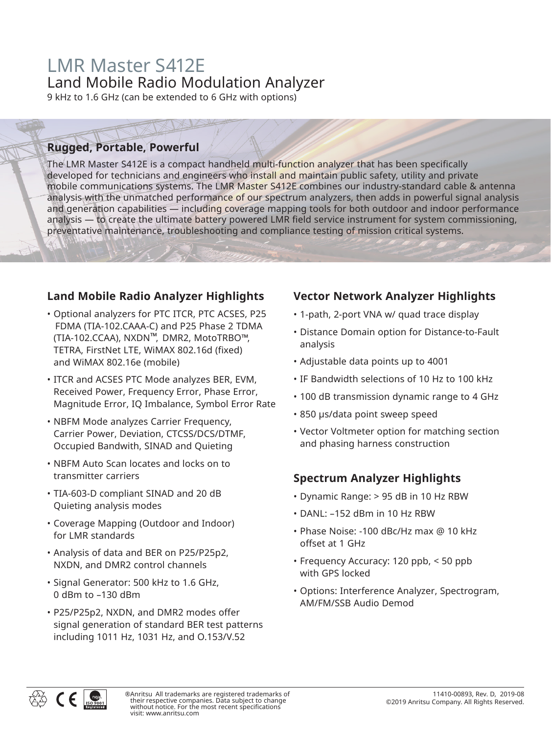# LMR Master S412E

## Land Mobile Radio Modulation Analyzer

9 kHz to 1.6 GHz (can be extended to 6 GHz with options)

### Rugged, Portable, Powerful

The LMR Master S412E is a compact handheld multi-function analyzer that has been specifically developed for technicians and engineers who install and maintain public safety, utility and private mobile communications systems. The LMR Master S412E combines our industry-standard cable & antenna analysis with the unmatched performance of our spectrum analyzers, then adds in powerful signal analysis and generation capabilities — including coverage mapping tools for both outdoor and indoor performance analysis — to create the ultimate battery powered LMR field service instrument for system commissioning, preventative maintenance, troubleshooting and compliance testing of mission critical systems.

### Land Mobile Radio Analyzer Highlights

- Optional analyzers for PTC ITCR, PTC ACSES, P25 FDMA (TIA-102.CAAA-C) and P25 Phase 2 TDMA (TIA-102.CCAA), NXDN™, DMR2, MotoTRBO™, TETRA, FirstNet LTE, WiMAX 802.16d (fixed) and WiMAX 802.16e (mobile)
- ITCR and ACSES PTC Mode analyzes BER, EVM, Received Power, Frequency Error, Phase Error, Magnitude Error, IQ Imbalance, Symbol Error Rate
- NBFM Mode analyzes Carrier Frequency, Carrier Power, Deviation, CTCSS/DCS/DTMF, Occupied Bandwith, SINAD and Quieting
- NBFM Auto Scan locates and locks on to transmitter carriers
- TIA-603-D compliant SINAD and 20 dB Quieting analysis modes
- Coverage Mapping (Outdoor and Indoor) for LMR standards
- Analysis of data and BER on P25/P25p2, NXDN, and DMR2 control channels
- Signal Generator: 500 kHz to 1.6 GHz, 0 dBm to –130 dBm
- P25/P25p2, NXDN, and DMR2 modes offer signal generation of standard BER test patterns including 1011 Hz, 1031 Hz, and O.153/V.52

### Vector Network Analyzer Highlights

- 1-path, 2-port VNA w/ quad trace display
- Distance Domain option for Distance-to-Fault analysis
- Adjustable data points up to 4001
- IF Bandwidth selections of 10 Hz to 100 kHz
- 100 dB transmission dynamic range to 4 GHz
- 850 μs/data point sweep speed
- Vector Voltmeter option for matching section and phasing harness construction

### Spectrum Analyzer Highlights

- Dynamic Range: > 95 dB in 10 Hz RBW
- DANL: –152 dBm in 10 Hz RBW
- Phase Noise: -100 dBc/Hz max @ 10 kHz offset at 1 GHz
- Frequency Accuracy: 120 ppb, < 50 ppb with GPS locked
- Options: Interference Analyzer, Spectrogram, AM/FM/SSB Audio Demod

®Anritsu All trademarks are registered trademarks of their respective companies. Data subject to change without notice. For the most recent specifications visit: www.anritsu.com

11410-00893, Rev. D, 2019-08
©2019 Anritsu Company. All Rights Reserved.